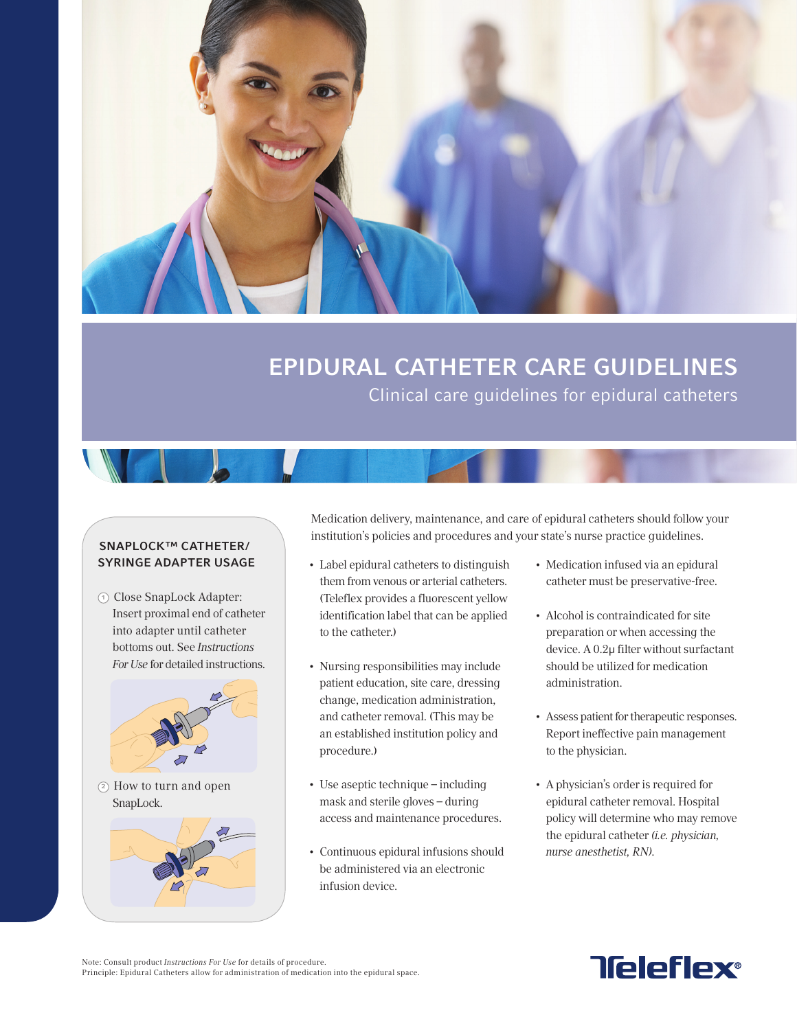# EPIDURAL CATHETER CARE GUIDELINES

## Clinical care guidelines for epidural catheters

### SNAPLOCK™ CATHETER/ SYRINGE ADAPTER USAGE

1. Close SnapLock Adapter: Insert proximal end of catheter into adapter until catheter bottoms out. See *Instructions For Use* for detailed instructions.

2. How to turn and open SnapLock.

Medication delivery, maintenance, and care of epidural catheters should follow your institution's policies and procedures and your state's nurse practice guidelines.

- Label epidural catheters to distinguish them from venous or arterial catheters. (Teleflex provides a fluorescent yellow identification label that can be applied to the catheter.)
- Nursing responsibilities may include patient education, site care, dressing change, medication administration, and catheter removal. (This may be an established institution policy and procedure.)
- Use aseptic technique – including mask and sterile gloves – during access and maintenance procedures.
- Continuous epidural infusions should be administered via an electronic infusion device.
- Medication infused via an epidural catheter must be preservative-free.
- Alcohol is contraindicated for site preparation or when accessing the device. A 0.2μ filter without surfactant should be utilized for medication administration.
- Assess patient for therapeutic responses. Report ineffective pain management to the physician.
- A physician's order is required for epidural catheter removal. Hospital policy will determine who may remove the epidural catheter *(i.e. physician, nurse anesthetist, RN).*

Note: Consult product *Instructions For Use* for details of procedure.
Principle: Epidural Catheters allow for administration of medication into the epidural space.

Teleflex®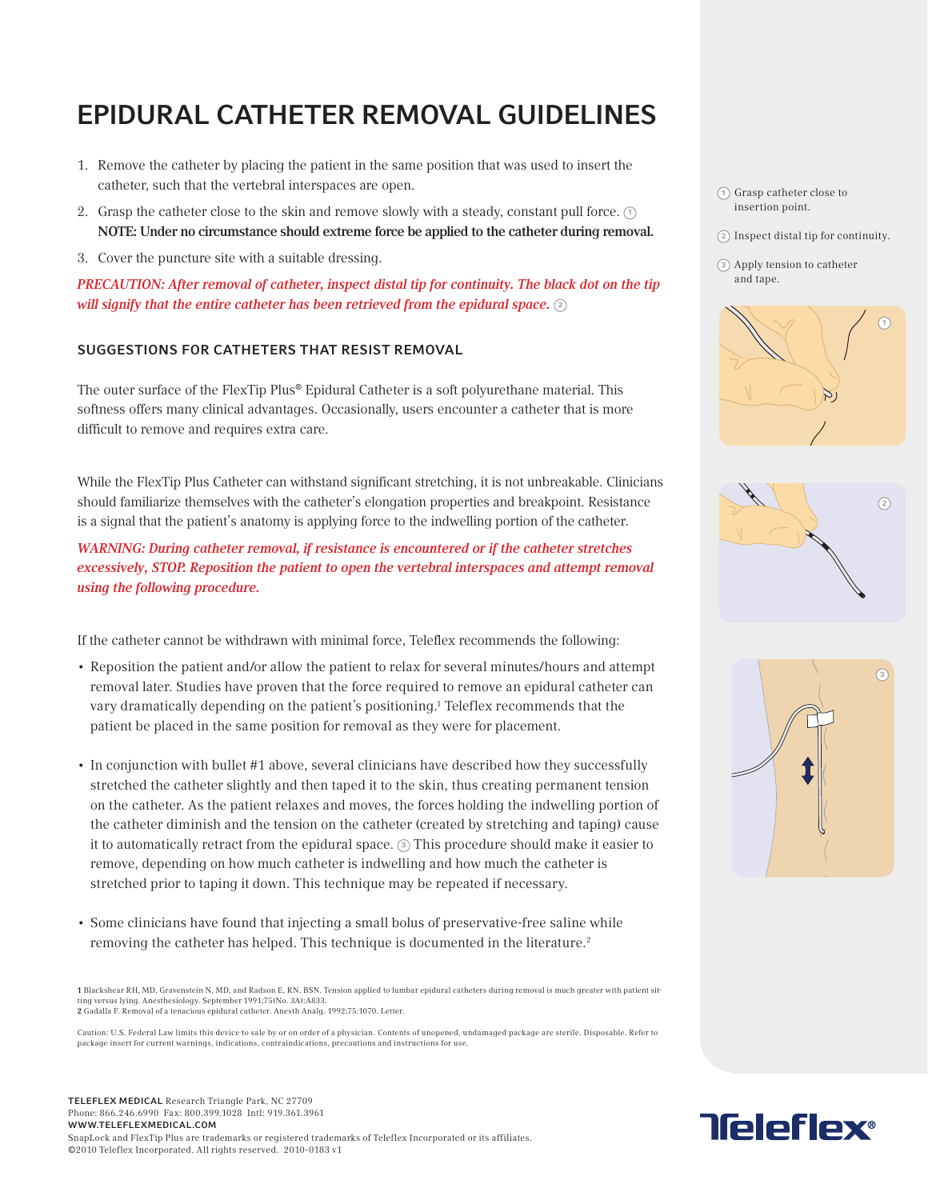# EPIDURAL CATHETER REMOVAL GUIDELINES

1. Remove the catheter by placing the patient in the same position that was used to insert the catheter, such that the vertebral interspaces are open.
2. Grasp the catheter close to the skin and remove slowly with a steady, constant pull force. ①
   **NOTE: Under no circumstance should extreme force be applied to the catheter during removal.**
3. Cover the puncture site with a suitable dressing.

*PRECAUTION: After removal of catheter, inspect distal tip for continuity. The black dot on the tip will signify that the entire catheter has been retrieved from the epidural space.* ②

① Grasp catheter close to insertion point.

② Inspect distal tip for continuity.

③ Apply tension to catheter and tape.

## SUGGESTIONS FOR CATHETERS THAT RESIST REMOVAL

The outer surface of the FlexTip Plus® Epidural Catheter is a soft polyurethane material. This softness offers many clinical advantages. Occasionally, users encounter a catheter that is more difficult to remove and requires extra care.

While the FlexTip Plus Catheter can withstand significant stretching, it is not unbreakable. Clinicians should familiarize themselves with the catheter's elongation properties and breakpoint. Resistance is a signal that the patient's anatomy is applying force to the indwelling portion of the catheter.

*WARNING: During catheter removal, if resistance is encountered or if the catheter stretches excessively, STOP. Reposition the patient to open the vertebral interspaces and attempt removal using the following procedure.*

If the catheter cannot be withdrawn with minimal force, Teleflex recommends the following:

- Reposition the patient and/or allow the patient to relax for several minutes/hours and attempt removal later. Studies have proven that the force required to remove an epidural catheter can vary dramatically depending on the patient's positioning.[1] Teleflex recommends that the patient be placed in the same position for removal as they were for placement.
- In conjunction with bullet #1 above, several clinicians have described how they successfully stretched the catheter slightly and then taped it to the skin, thus creating permanent tension on the catheter. As the patient relaxes and moves, the forces holding the indwelling portion of the catheter diminish and the tension on the catheter (created by stretching and taping) cause it to automatically retract from the epidural space. ③ This procedure should make it easier to remove, depending on how much catheter is indwelling and how much the catheter is stretched prior to taping it down. This technique may be repeated if necessary.
- Some clinicians have found that injecting a small bolus of preservative-free saline while removing the catheter has helped. This technique is documented in the literature.[2]

**1** Blackshear RH, MD, Gravenstein N, MD, and Radson E, RN, BSN. Tension applied to lumbar epidural catheters during removal is much greater with patient sitting versus lying. Anesthesiology. September 1991;75(No. 3A):A833.
**2** Gadalla F. Removal of a tenacious epidural catheter. Anesth Analg. 1992;75:1070. Letter.

Caution: U.S. Federal Law limits this device to sale by or on order of a physician. Contents of unopened, undamaged package are sterile. Disposable. Refer to package insert for current warnings, indications, contraindications, precautions and instructions for use.

**TELEFLEX MEDICAL** Research Triangle Park, NC 27709
Phone: 866.246.6990 Fax: 800.399.1028 Intl: 919.361.3961
**WWW.TELEFLEXMEDICAL.COM**
SnapLock and FlexTip Plus are trademarks or registered trademarks of Teleflex Incorporated or its affiliates.
©2010 Teleflex Incorporated. All rights reserved. 2010-0183 v1

Teleflex®